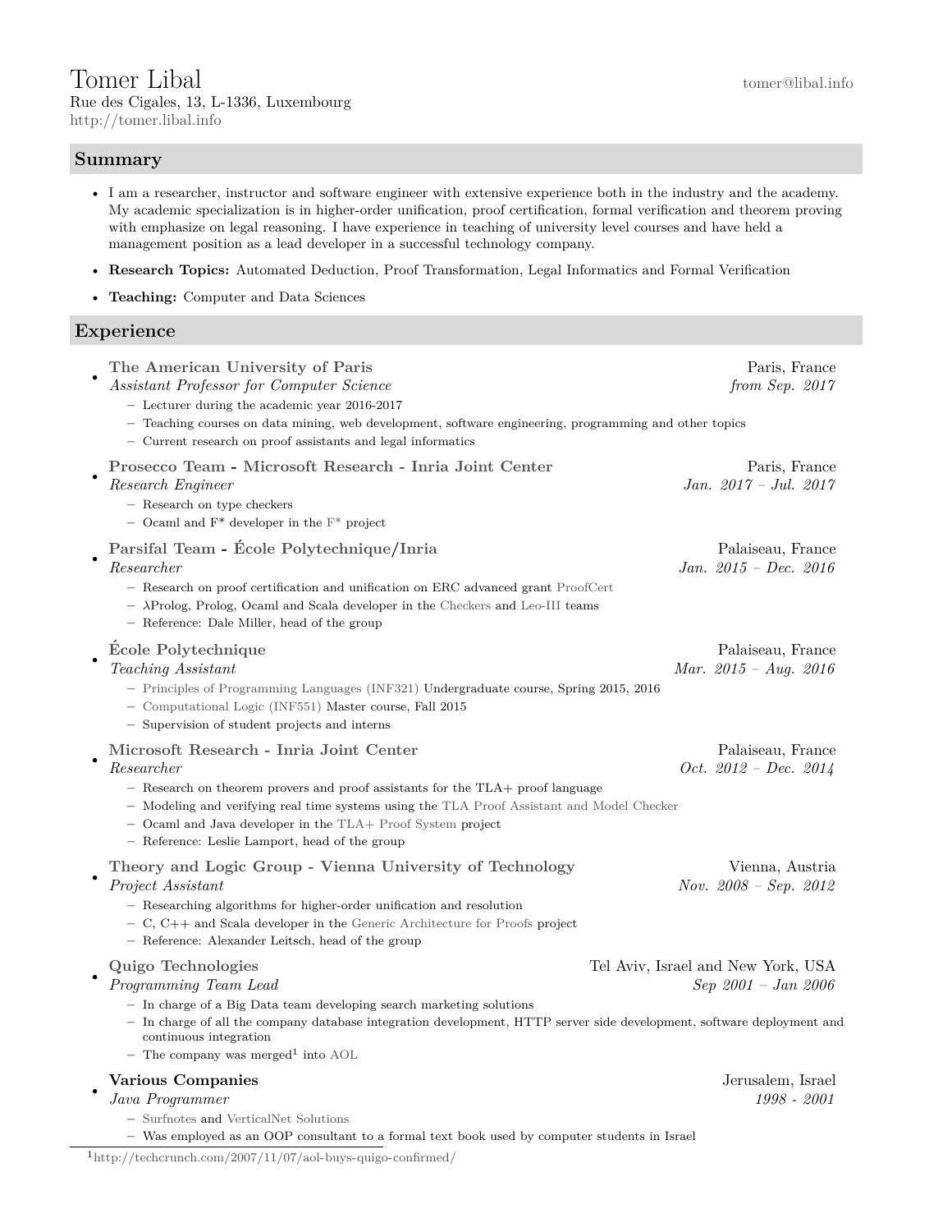# Tomer Libal

tomer@libal.info

Rue des Cigales, 13, L-1336, Luxembourg
http://tomer.libal.info

## Summary

- I am a researcher, instructor and software engineer with extensive experience both in the industry and the academy. My academic specialization is in higher-order unification, proof certification, formal verification and theorem proving with emphasize on legal reasoning. I have experience in teaching of university level courses and have held a management position as a lead developer in a successful technology company.
- **Research Topics:** Automated Deduction, Proof Transformation, Legal Informatics and Formal Verification
- **Teaching:** Computer and Data Sciences

## Experience

- **The American University of Paris** — Paris, France
  *Assistant Professor for Computer Science* — *from Sep. 2017*
  - Lecturer during the academic year 2016-2017
  - Teaching courses on data mining, web development, software engineering, programming and other topics
  - Current research on proof assistants and legal informatics
- **Prosecco Team - Microsoft Research - Inria Joint Center** — Paris, France
  *Research Engineer* — *Jan. 2017 – Jul. 2017*
  - Research on type checkers
  - Ocaml and F* developer in the F* project
- **Parsifal Team - École Polytechnique/Inria** — Palaiseau, France
  *Researcher* — *Jan. 2015 – Dec. 2016*
  - Research on proof certification and unification on ERC advanced grant ProofCert
  - λProlog, Prolog, Ocaml and Scala developer in the Checkers and Leo-III teams
  - Reference: Dale Miller, head of the group
- **École Polytechnique** — Palaiseau, France
  *Teaching Assistant* — *Mar. 2015 – Aug. 2016*
  - Principles of Programming Languages (INF321) Undergraduate course, Spring 2015, 2016
  - Computational Logic (INF551) Master course, Fall 2015
  - Supervision of student projects and interns
- **Microsoft Research - Inria Joint Center** — Palaiseau, France
  *Researcher* — *Oct. 2012 – Dec. 2014*
  - Research on theorem provers and proof assistants for the TLA+ proof language
  - Modeling and verifying real time systems using the TLA Proof Assistant and Model Checker
  - Ocaml and Java developer in the TLA+ Proof System project
  - Reference: Leslie Lamport, head of the group
- **Theory and Logic Group - Vienna University of Technology** — Vienna, Austria
  *Project Assistant* — *Nov. 2008 – Sep. 2012*
  - Researching algorithms for higher-order unification and resolution
  - C, C++ and Scala developer in the Generic Architecture for Proofs project
  - Reference: Alexander Leitsch, head of the group
- **Quigo Technologies** — Tel Aviv, Israel and New York, USA
  *Programming Team Lead* — *Sep 2001 – Jan 2006*
  - In charge of a Big Data team developing search marketing solutions
  - In charge of all the company database integration development, HTTP server side development, software deployment and continuous integration
  - The company was merged[1] into AOL
- **Various Companies** — Jerusalem, Israel
  *Java Programmer* — *1998 - 2001*
  - Surfnotes and VerticalNet Solutions
  - Was employed as an OOP consultant to a formal text book used by computer students in Israel

[1] http://techcrunch.com/2007/11/07/aol-buys-quigo-confirmed/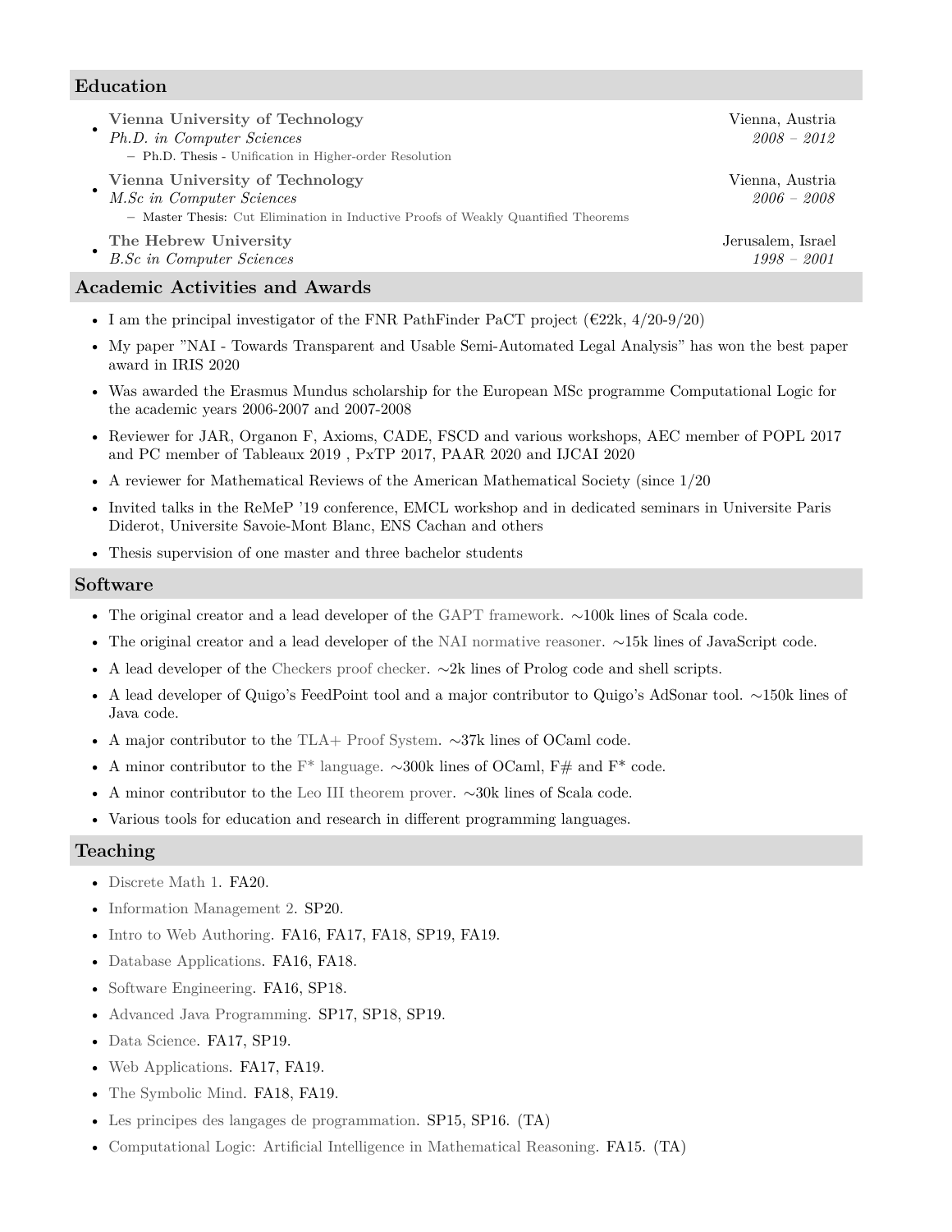## Education

- **Vienna University of Technology** — Vienna, Austria
  *Ph.D. in Computer Sciences* — *2008 – 2012*
  - Ph.D. Thesis - Unification in Higher-order Resolution
- **Vienna University of Technology** — Vienna, Austria
  *M.Sc in Computer Sciences* — *2006 – 2008*
  - Master Thesis: Cut Elimination in Inductive Proofs of Weakly Quantified Theorems
- **The Hebrew University** — Jerusalem, Israel
  *B.Sc in Computer Sciences* — *1998 – 2001*

## Academic Activities and Awards

- I am the principal investigator of the FNR PathFinder PaCT project (€22k, 4/20-9/20)
- My paper "NAI - Towards Transparent and Usable Semi-Automated Legal Analysis" has won the best paper award in IRIS 2020
- Was awarded the Erasmus Mundus scholarship for the European MSc programme Computational Logic for the academic years 2006-2007 and 2007-2008
- Reviewer for JAR, Organon F, Axioms, CADE, FSCD and various workshops, AEC member of POPL 2017 and PC member of Tableaux 2019 , PxTP 2017, PAAR 2020 and IJCAI 2020
- A reviewer for Mathematical Reviews of the American Mathematical Society (since 1/20
- Invited talks in the ReMeP '19 conference, EMCL workshop and in dedicated seminars in Universite Paris Diderot, Universite Savoie-Mont Blanc, ENS Cachan and others
- Thesis supervision of one master and three bachelor students

## Software

- The original creator and a lead developer of the GAPT framework. ∼100k lines of Scala code.
- The original creator and a lead developer of the NAI normative reasoner. ∼15k lines of JavaScript code.
- A lead developer of the Checkers proof checker. ∼2k lines of Prolog code and shell scripts.
- A lead developer of Quigo's FeedPoint tool and a major contributor to Quigo's AdSonar tool. ∼150k lines of Java code.
- A major contributor to the TLA+ Proof System. ∼37k lines of OCaml code.
- A minor contributor to the F* language. ∼300k lines of OCaml, F# and F* code.
- A minor contributor to the Leo III theorem prover. ∼30k lines of Scala code.
- Various tools for education and research in different programming languages.

## Teaching

- Discrete Math 1. FA20.
- Information Management 2. SP20.
- Intro to Web Authoring. FA16, FA17, FA18, SP19, FA19.
- Database Applications. FA16, FA18.
- Software Engineering. FA16, SP18.
- Advanced Java Programming. SP17, SP18, SP19.
- Data Science. FA17, SP19.
- Web Applications. FA17, FA19.
- The Symbolic Mind. FA18, FA19.
- Les principes des langages de programmation. SP15, SP16. (TA)
- Computational Logic: Artificial Intelligence in Mathematical Reasoning. FA15. (TA)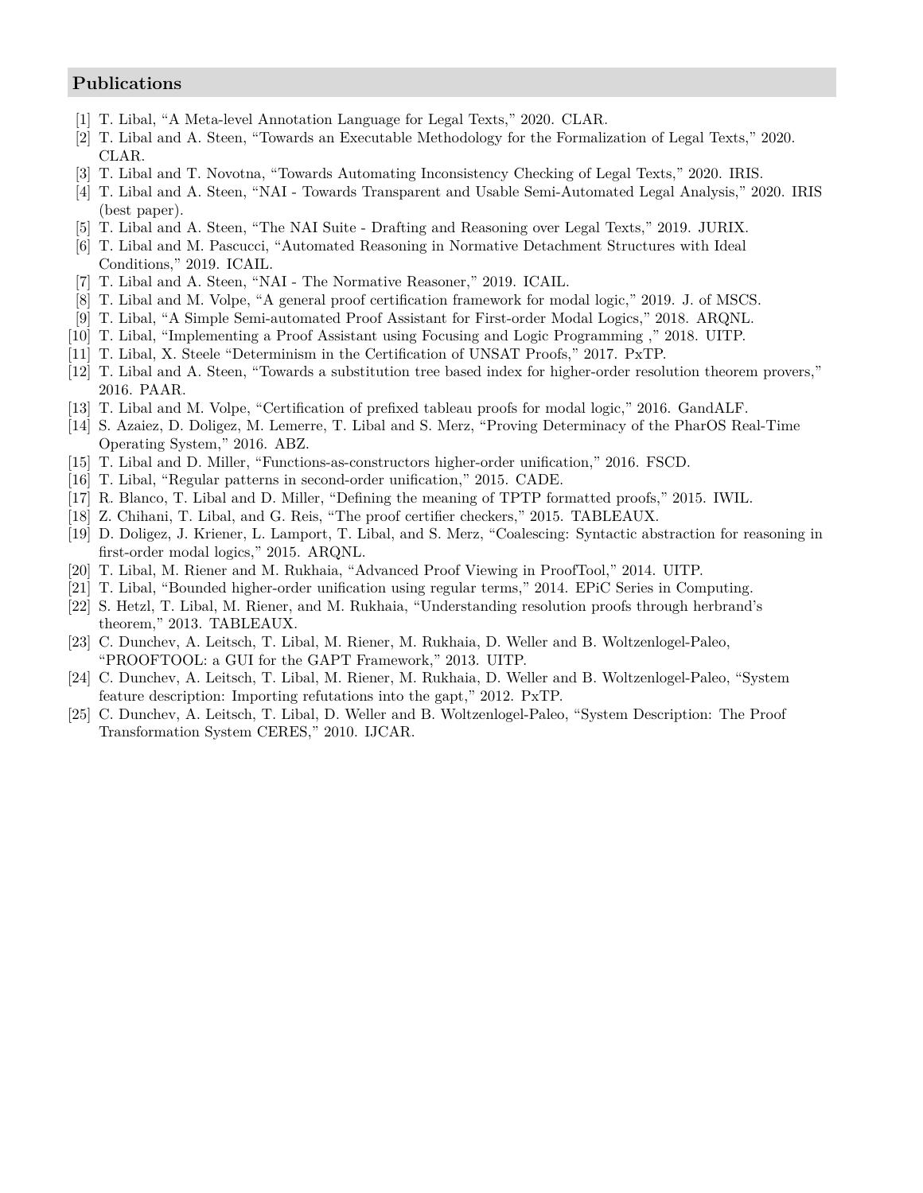## Publications

[1] T. Libal, “A Meta-level Annotation Language for Legal Texts,” 2020. CLAR.

[2] T. Libal and A. Steen, “Towards an Executable Methodology for the Formalization of Legal Texts,” 2020. CLAR.

[3] T. Libal and T. Novotna, “Towards Automating Inconsistency Checking of Legal Texts,” 2020. IRIS.

[4] T. Libal and A. Steen, “NAI - Towards Transparent and Usable Semi-Automated Legal Analysis,” 2020. IRIS (best paper).

[5] T. Libal and A. Steen, “The NAI Suite - Drafting and Reasoning over Legal Texts,” 2019. JURIX.

[6] T. Libal and M. Pascucci, “Automated Reasoning in Normative Detachment Structures with Ideal Conditions,” 2019. ICAIL.

[7] T. Libal and A. Steen, “NAI - The Normative Reasoner,” 2019. ICAIL.

[8] T. Libal and M. Volpe, “A general proof certification framework for modal logic,” 2019. J. of MSCS.

[9] T. Libal, “A Simple Semi-automated Proof Assistant for First-order Modal Logics,” 2018. ARQNL.

[10] T. Libal, “Implementing a Proof Assistant using Focusing and Logic Programming ,” 2018. UITP.

[11] T. Libal, X. Steele “Determinism in the Certification of UNSAT Proofs,” 2017. PxTP.

[12] T. Libal and A. Steen, “Towards a substitution tree based index for higher-order resolution theorem provers,” 2016. PAAR.

[13] T. Libal and M. Volpe, “Certification of prefixed tableau proofs for modal logic,” 2016. GandALF.

[14] S. Azaiez, D. Doligez, M. Lemerre, T. Libal and S. Merz, “Proving Determinacy of the PharOS Real-Time Operating System,” 2016. ABZ.

[15] T. Libal and D. Miller, “Functions-as-constructors higher-order unification,” 2016. FSCD.

[16] T. Libal, “Regular patterns in second-order unification,” 2015. CADE.

[17] R. Blanco, T. Libal and D. Miller, “Defining the meaning of TPTP formatted proofs,” 2015. IWIL.

[18] Z. Chihani, T. Libal, and G. Reis, “The proof certifier checkers,” 2015. TABLEAUX.

[19] D. Doligez, J. Kriener, L. Lamport, T. Libal, and S. Merz, “Coalescing: Syntactic abstraction for reasoning in first-order modal logics,” 2015. ARQNL.

[20] T. Libal, M. Riener and M. Rukhaia, “Advanced Proof Viewing in ProofTool,” 2014. UITP.

[21] T. Libal, “Bounded higher-order unification using regular terms,” 2014. EPiC Series in Computing.

[22] S. Hetzl, T. Libal, M. Riener, and M. Rukhaia, “Understanding resolution proofs through herbrand’s theorem,” 2013. TABLEAUX.

[23] C. Dunchev, A. Leitsch, T. Libal, M. Riener, M. Rukhaia, D. Weller and B. Woltzenlogel-Paleo, “PROOFTOOL: a GUI for the GAPT Framework,” 2013. UITP.

[24] C. Dunchev, A. Leitsch, T. Libal, M. Riener, M. Rukhaia, D. Weller and B. Woltzenlogel-Paleo, “System feature description: Importing refutations into the gapt,” 2012. PxTP.

[25] C. Dunchev, A. Leitsch, T. Libal, D. Weller and B. Woltzenlogel-Paleo, “System Description: The Proof Transformation System CERES,” 2010. IJCAR.